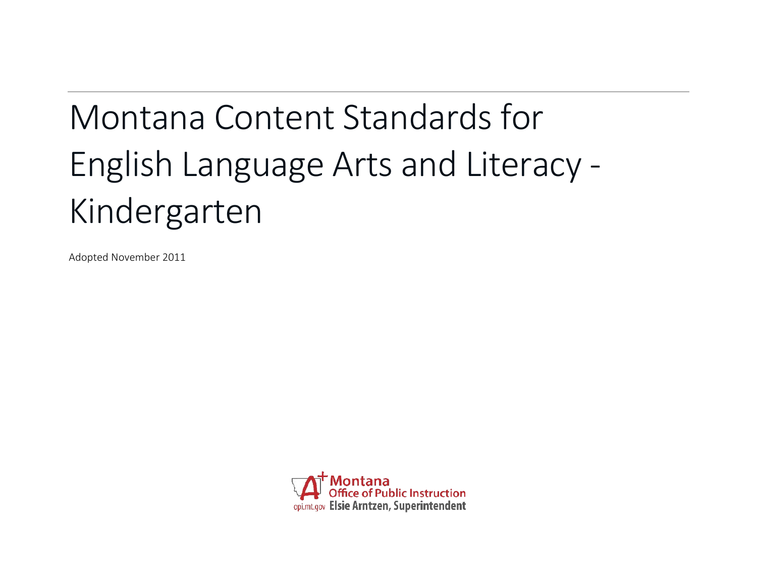# Montana Content Standards for English Language Arts and Literacy - Kindergarten

Adopted November 2011

Montana Office of Public Instruction
opi.mt.gov Elsie Arntzen, Superintendent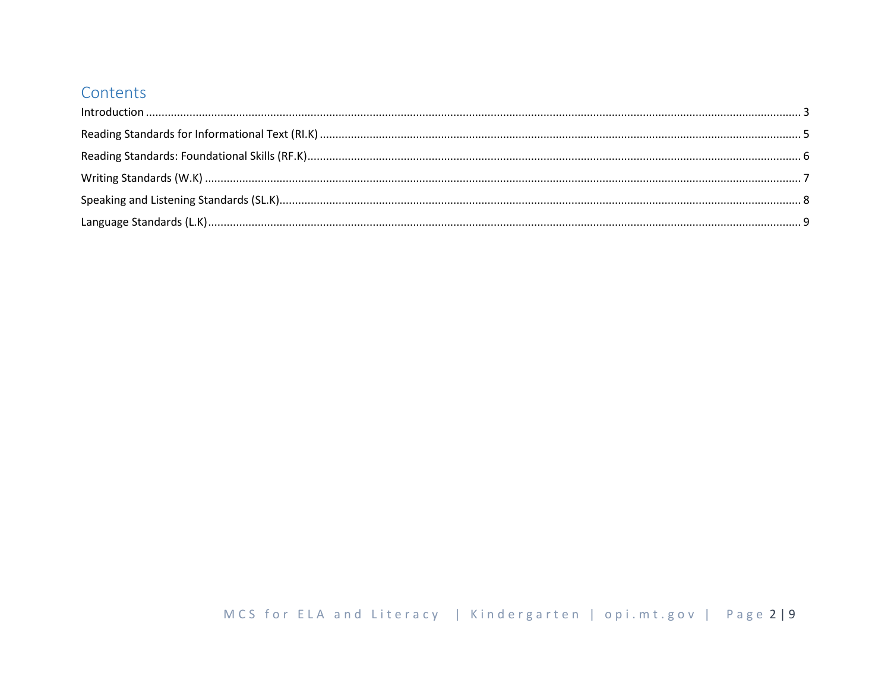# Contents

Introduction ........................................................................................................................................................................ 3

Reading Standards for Informational Text (RI.K) ........................................................................................................................ 5

Reading Standards: Foundational Skills (RF.K)........................................................................................................................... 6

Writing Standards (W.K) .......................................................................................................................................................... 7

Speaking and Listening Standards (SL.K).................................................................................................................................... 8

Language Standards (L.K)......................................................................................................................................................... 9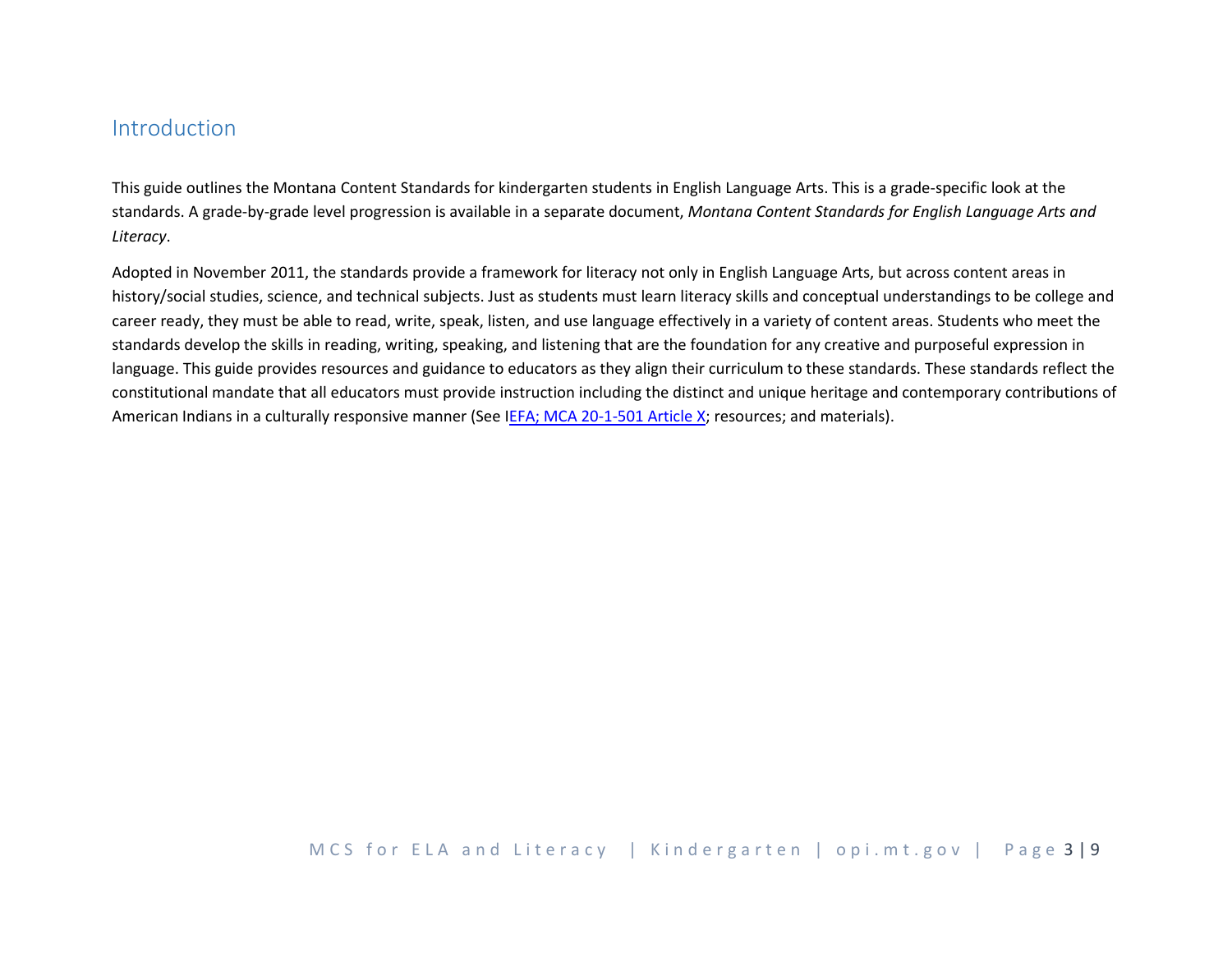## Introduction

This guide outlines the Montana Content Standards for kindergarten students in English Language Arts. This is a grade-specific look at the standards. A grade-by-grade level progression is available in a separate document, *Montana Content Standards for English Language Arts and Literacy*.

Adopted in November 2011, the standards provide a framework for literacy not only in English Language Arts, but across content areas in history/social studies, science, and technical subjects. Just as students must learn literacy skills and conceptual understandings to be college and career ready, they must be able to read, write, speak, listen, and use language effectively in a variety of content areas. Students who meet the standards develop the skills in reading, writing, speaking, and listening that are the foundation for any creative and purposeful expression in language. This guide provides resources and guidance to educators as they align their curriculum to these standards. These standards reflect the constitutional mandate that all educators must provide instruction including the distinct and unique heritage and contemporary contributions of American Indians in a culturally responsive manner (See IEFA; MCA 20-1-501 Article X; resources; and materials).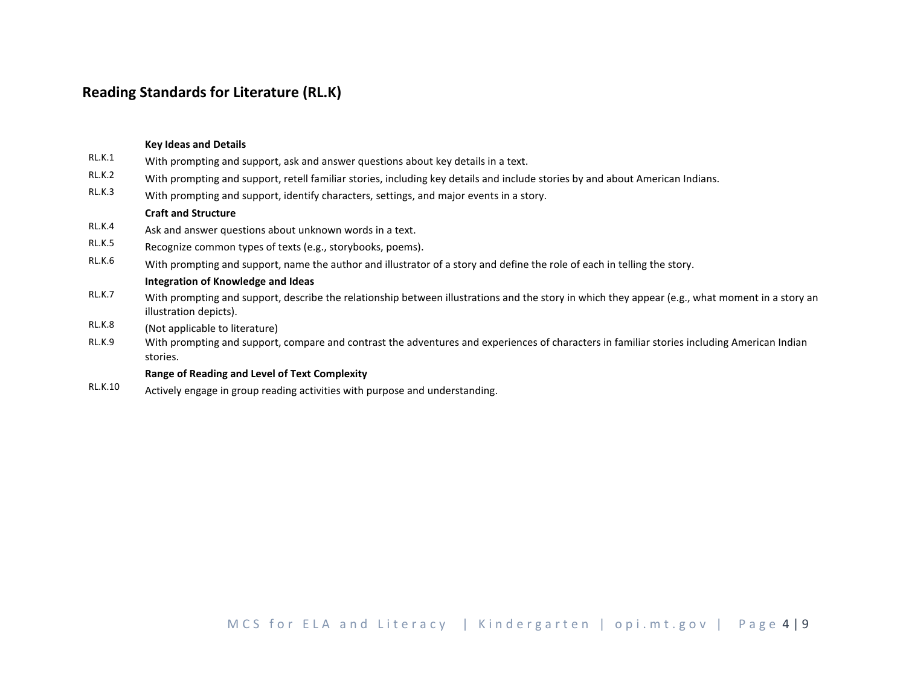## Reading Standards for Literature (RL.K)

| | |
|---|---|
| | **Key Ideas and Details** |
| RL.K.1 | With prompting and support, ask and answer questions about key details in a text. |
| RL.K.2 | With prompting and support, retell familiar stories, including key details and include stories by and about American Indians. |
| RL.K.3 | With prompting and support, identify characters, settings, and major events in a story. |
| | **Craft and Structure** |
| RL.K.4 | Ask and answer questions about unknown words in a text. |
| RL.K.5 | Recognize common types of texts (e.g., storybooks, poems). |
| RL.K.6 | With prompting and support, name the author and illustrator of a story and define the role of each in telling the story. |
| | **Integration of Knowledge and Ideas** |
| RL.K.7 | With prompting and support, describe the relationship between illustrations and the story in which they appear (e.g., what moment in a story an illustration depicts). |
| RL.K.8 | (Not applicable to literature) |
| RL.K.9 | With prompting and support, compare and contrast the adventures and experiences of characters in familiar stories including American Indian stories. |
| | **Range of Reading and Level of Text Complexity** |
| RL.K.10 | Actively engage in group reading activities with purpose and understanding. |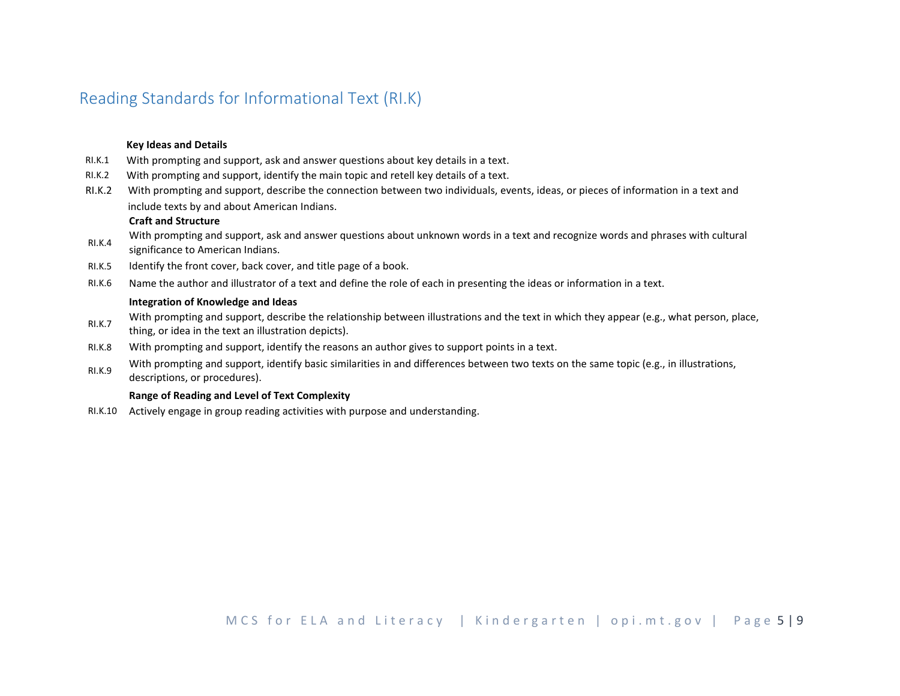## Reading Standards for Informational Text (RI.K)

**Key Ideas and Details**

RI.K.1 With prompting and support, ask and answer questions about key details in a text.

RI.K.2 With prompting and support, identify the main topic and retell key details of a text.

RI.K.2 With prompting and support, describe the connection between two individuals, events, ideas, or pieces of information in a text and include texts by and about American Indians.

**Craft and Structure**

RI.K.4 With prompting and support, ask and answer questions about unknown words in a text and recognize words and phrases with cultural significance to American Indians.

RI.K.5 Identify the front cover, back cover, and title page of a book.

RI.K.6 Name the author and illustrator of a text and define the role of each in presenting the ideas or information in a text.

**Integration of Knowledge and Ideas**

RI.K.7 With prompting and support, describe the relationship between illustrations and the text in which they appear (e.g., what person, place, thing, or idea in the text an illustration depicts).

RI.K.8 With prompting and support, identify the reasons an author gives to support points in a text.

RI.K.9 With prompting and support, identify basic similarities in and differences between two texts on the same topic (e.g., in illustrations, descriptions, or procedures).

**Range of Reading and Level of Text Complexity**

RI.K.10 Actively engage in group reading activities with purpose and understanding.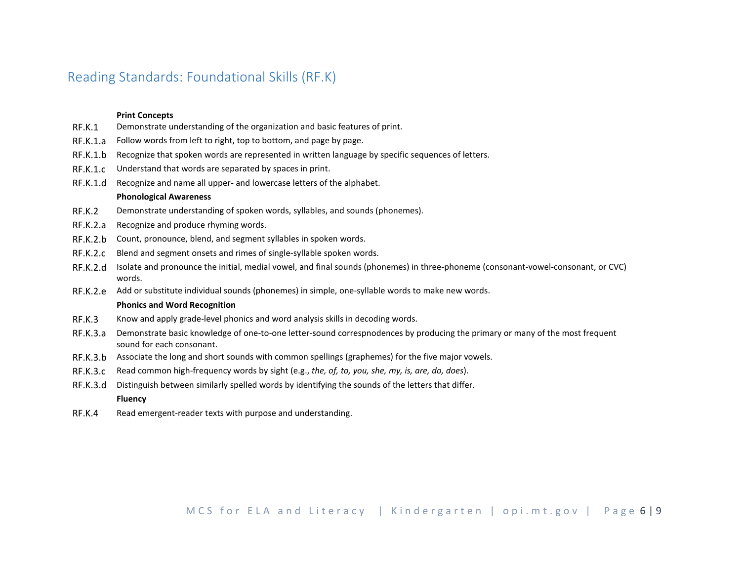## Reading Standards: Foundational Skills (RF.K)

| | |
|---|---|
| | **Print Concepts** |
| RF.K.1 | Demonstrate understanding of the organization and basic features of print. |
| RF.K.1.a | Follow words from left to right, top to bottom, and page by page. |
| RF.K.1.b | Recognize that spoken words are represented in written language by specific sequences of letters. |
| RF.K.1.c | Understand that words are separated by spaces in print. |
| RF.K.1.d | Recognize and name all upper- and lowercase letters of the alphabet. |
| | **Phonological Awareness** |
| RF.K.2 | Demonstrate understanding of spoken words, syllables, and sounds (phonemes). |
| RF.K.2.a | Recognize and produce rhyming words. |
| RF.K.2.b | Count, pronounce, blend, and segment syllables in spoken words. |
| RF.K.2.c | Blend and segment onsets and rimes of single-syllable spoken words. |
| RF.K.2.d | Isolate and pronounce the initial, medial vowel, and final sounds (phonemes) in three-phoneme (consonant-vowel-consonant, or CVC) words. |
| RF.K.2.e | Add or substitute individual sounds (phonemes) in simple, one-syllable words to make new words. |
| | **Phonics and Word Recognition** |
| RF.K.3 | Know and apply grade-level phonics and word analysis skills in decoding words. |
| RF.K.3.a | Demonstrate basic knowledge of one-to-one letter-sound correspnodences by producing the primary or many of the most frequent sound for each consonant. |
| RF.K.3.b | Associate the long and short sounds with common spellings (graphemes) for the five major vowels. |
| RF.K.3.c | Read common high-frequency words by sight (e.g., *the, of, to, you, she, my, is, are, do, does*). |
| RF.K.3.d | Distinguish between similarly spelled words by identifying the sounds of the letters that differ. |
| | **Fluency** |
| RF.K.4 | Read emergent-reader texts with purpose and understanding. |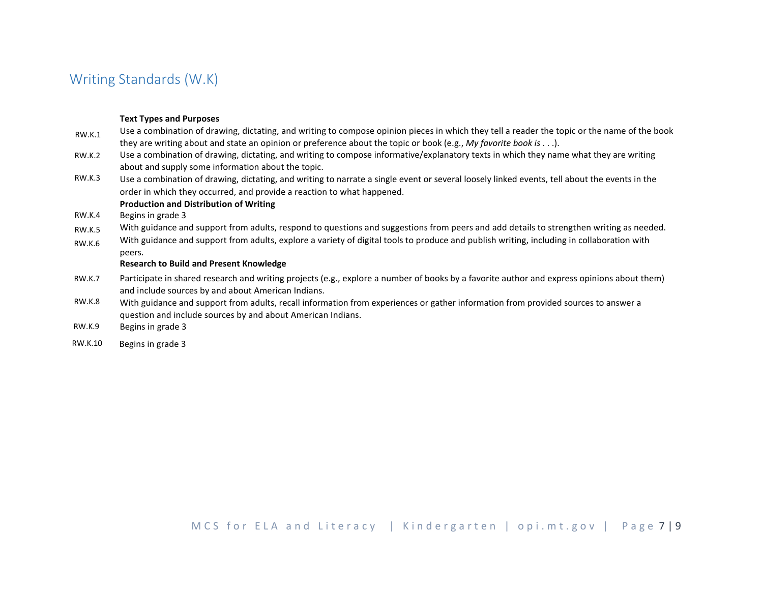## Writing Standards (W.K)

| | **Text Types and Purposes** |
|---|---|
| RW.K.1 | Use a combination of drawing, dictating, and writing to compose opinion pieces in which they tell a reader the topic or the name of the book they are writing about and state an opinion or preference about the topic or book (e.g., *My favorite book is* . . .). |
| RW.K.2 | Use a combination of drawing, dictating, and writing to compose informative/explanatory texts in which they name what they are writing about and supply some information about the topic. |
| RW.K.3 | Use a combination of drawing, dictating, and writing to narrate a single event or several loosely linked events, tell about the events in the order in which they occurred, and provide a reaction to what happened. |
| | **Production and Distribution of Writing** |
| RW.K.4 | Begins in grade 3 |
| RW.K.5 | With guidance and support from adults, respond to questions and suggestions from peers and add details to strengthen writing as needed. |
| RW.K.6 | With guidance and support from adults, explore a variety of digital tools to produce and publish writing, including in collaboration with peers. |
| | **Research to Build and Present Knowledge** |
| RW.K.7 | Participate in shared research and writing projects (e.g., explore a number of books by a favorite author and express opinions about them) and include sources by and about American Indians. |
| RW.K.8 | With guidance and support from adults, recall information from experiences or gather information from provided sources to answer a question and include sources by and about American Indians. |
| RW.K.9 | Begins in grade 3 |
| RW.K.10 | Begins in grade 3 |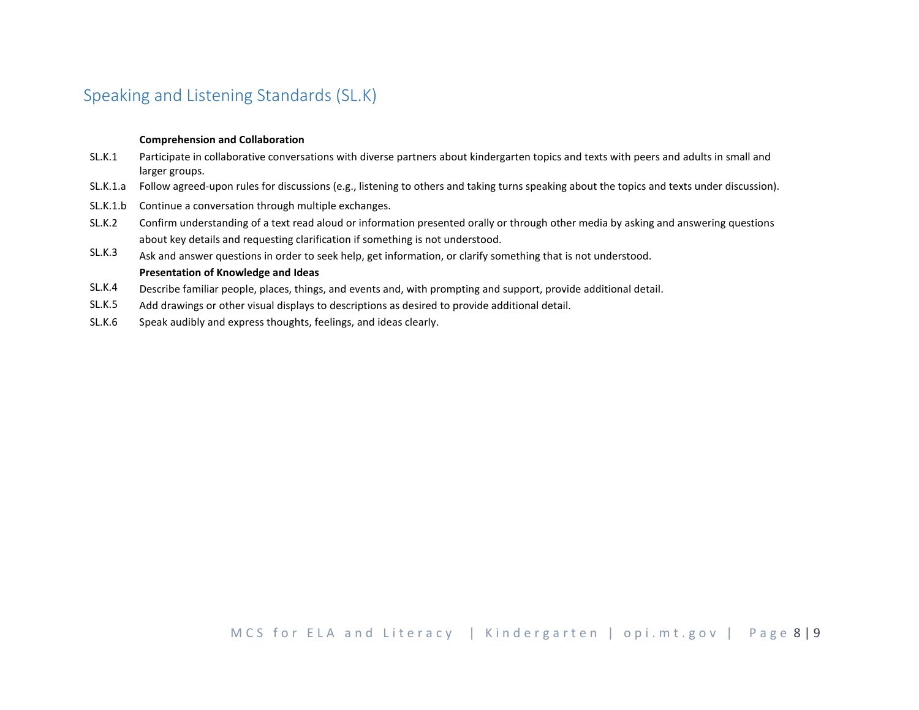## Speaking and Listening Standards (SL.K)

**Comprehension and Collaboration**

SL.K.1 Participate in collaborative conversations with diverse partners about kindergarten topics and texts with peers and adults in small and larger groups.

SL.K.1.a Follow agreed-upon rules for discussions (e.g., listening to others and taking turns speaking about the topics and texts under discussion).

SL.K.1.b Continue a conversation through multiple exchanges.

SL.K.2 Confirm understanding of a text read aloud or information presented orally or through other media by asking and answering questions about key details and requesting clarification if something is not understood.

SL.K.3 Ask and answer questions in order to seek help, get information, or clarify something that is not understood.

**Presentation of Knowledge and Ideas**

SL.K.4 Describe familiar people, places, things, and events and, with prompting and support, provide additional detail.

SL.K.5 Add drawings or other visual displays to descriptions as desired to provide additional detail.

SL.K.6 Speak audibly and express thoughts, feelings, and ideas clearly.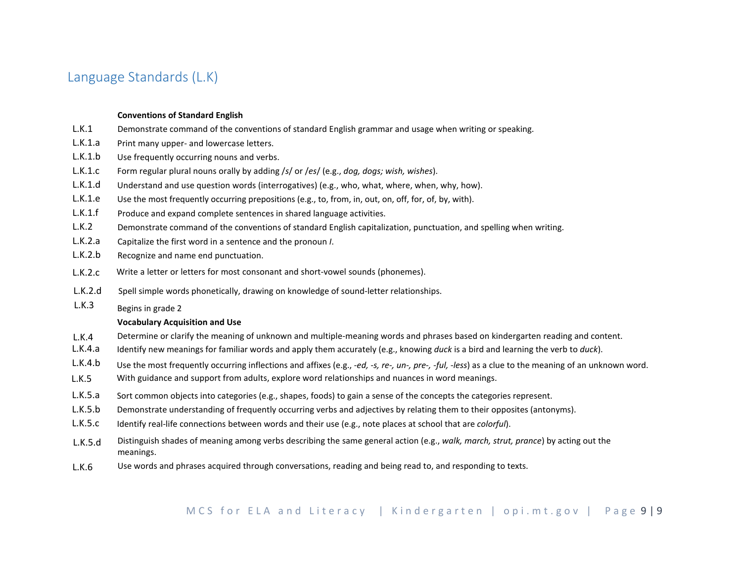## Language Standards (L.K)

| | |
|---|---|
| | **Conventions of Standard English** |
| L.K.1 | Demonstrate command of the conventions of standard English grammar and usage when writing or speaking. |
| L.K.1.a | Print many upper- and lowercase letters. |
| L.K.1.b | Use frequently occurring nouns and verbs. |
| L.K.1.c | Form regular plural nouns orally by adding /*s*/ or /*es*/ (e.g., *dog, dogs; wish, wishes*). |
| L.K.1.d | Understand and use question words (interrogatives) (e.g., who, what, where, when, why, how). |
| L.K.1.e | Use the most frequently occurring prepositions (e.g., to, from, in, out, on, off, for, of, by, with). |
| L.K.1.f | Produce and expand complete sentences in shared language activities. |
| L.K.2 | Demonstrate command of the conventions of standard English capitalization, punctuation, and spelling when writing. |
| L.K.2.a | Capitalize the first word in a sentence and the pronoun *I*. |
| L.K.2.b | Recognize and name end punctuation. |
| L.K.2.c | Write a letter or letters for most consonant and short-vowel sounds (phonemes). |
| L.K.2.d | Spell simple words phonetically, drawing on knowledge of sound-letter relationships. |
| L.K.3 | Begins in grade 2 |
| | **Vocabulary Acquisition and Use** |
| L.K.4 | Determine or clarify the meaning of unknown and multiple-meaning words and phrases based on kindergarten reading and content. |
| L.K.4.a | Identify new meanings for familiar words and apply them accurately (e.g., knowing *duck* is a bird and learning the verb to *duck*). |
| L.K.4.b | Use the most frequently occurring inflections and affixes (e.g., *-ed, -s, re-, un-, pre-, -ful, -less*) as a clue to the meaning of an unknown word. |
| L.K.5 | With guidance and support from adults, explore word relationships and nuances in word meanings. |
| L.K.5.a | Sort common objects into categories (e.g., shapes, foods) to gain a sense of the concepts the categories represent. |
| L.K.5.b | Demonstrate understanding of frequently occurring verbs and adjectives by relating them to their opposites (antonyms). |
| L.K.5.c | Identify real-life connections between words and their use (e.g., note places at school that are *colorful*). |
| L.K.5.d | Distinguish shades of meaning among verbs describing the same general action (e.g., *walk, march, strut, prance*) by acting out the meanings. |
| L.K.6 | Use words and phrases acquired through conversations, reading and being read to, and responding to texts. |